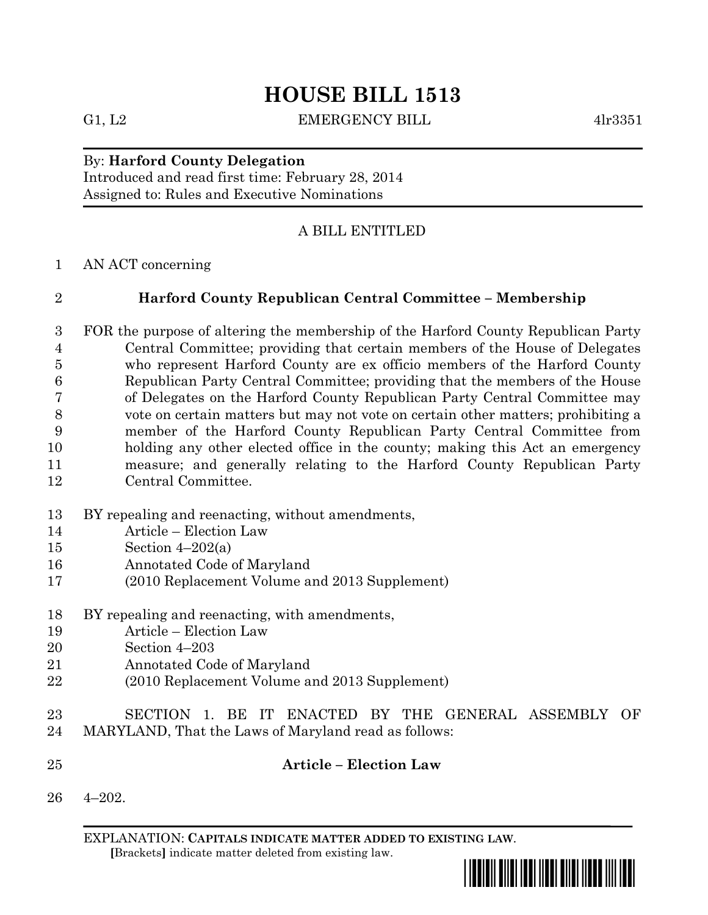# HOUSE BILL 1513

G1, L2 EMERGENCY BILL 4lr3351

By: **Harford County Delegation**
Introduced and read first time: February 28, 2014
Assigned to: Rules and Executive Nominations

A BILL ENTITLED

AN ACT concerning

**Harford County Republican Central Committee – Membership**

FOR the purpose of altering the membership of the Harford County Republican Party Central Committee; providing that certain members of the House of Delegates who represent Harford County are ex officio members of the Harford County Republican Party Central Committee; providing that the members of the House of Delegates on the Harford County Republican Party Central Committee may vote on certain matters but may not vote on certain other matters; prohibiting a member of the Harford County Republican Party Central Committee from holding any other elected office in the county; making this Act an emergency measure; and generally relating to the Harford County Republican Party Central Committee.

BY repealing and reenacting, without amendments,
Article – Election Law
Section 4–202(a)
Annotated Code of Maryland
(2010 Replacement Volume and 2013 Supplement)

BY repealing and reenacting, with amendments,
Article – Election Law
Section 4–203
Annotated Code of Maryland
(2010 Replacement Volume and 2013 Supplement)

SECTION 1. BE IT ENACTED BY THE GENERAL ASSEMBLY OF MARYLAND, That the Laws of Maryland read as follows:

**Article – Election Law**

4–202.

EXPLANATION: **CAPITALS INDICATE MATTER ADDED TO EXISTING LAW.**
**[**Brackets**]** indicate matter deleted from existing law.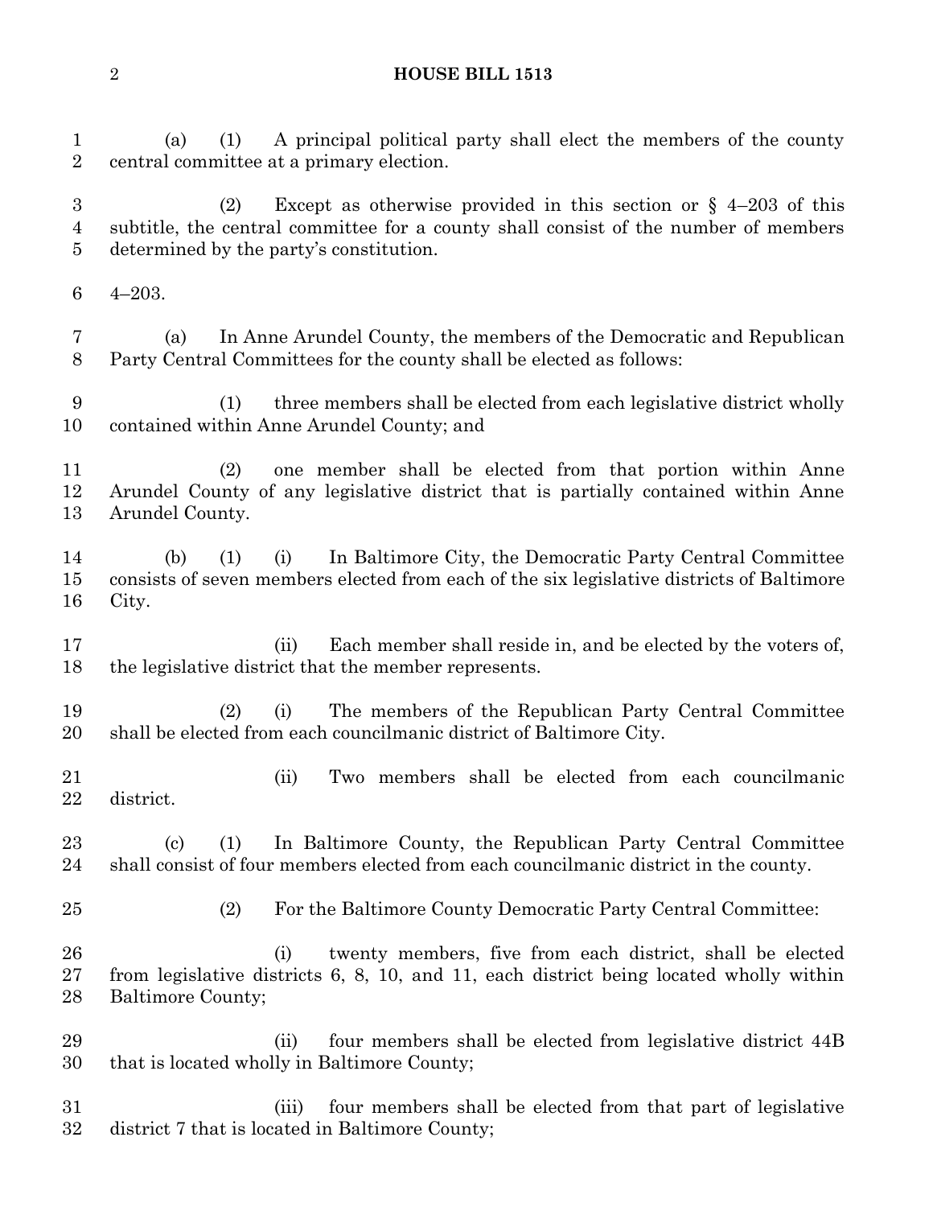(a) (1) A principal political party shall elect the members of the county central committee at a primary election.

(2) Except as otherwise provided in this section or § 4–203 of this subtitle, the central committee for a county shall consist of the number of members determined by the party's constitution.

4–203.

(a) In Anne Arundel County, the members of the Democratic and Republican Party Central Committees for the county shall be elected as follows:

(1) three members shall be elected from each legislative district wholly contained within Anne Arundel County; and

(2) one member shall be elected from that portion within Anne Arundel County of any legislative district that is partially contained within Anne Arundel County.

(b) (1) (i) In Baltimore City, the Democratic Party Central Committee consists of seven members elected from each of the six legislative districts of Baltimore City.

(ii) Each member shall reside in, and be elected by the voters of, the legislative district that the member represents.

(2) (i) The members of the Republican Party Central Committee shall be elected from each councilmanic district of Baltimore City.

(ii) Two members shall be elected from each councilmanic district.

(c) (1) In Baltimore County, the Republican Party Central Committee shall consist of four members elected from each councilmanic district in the county.

(2) For the Baltimore County Democratic Party Central Committee:

(i) twenty members, five from each district, shall be elected from legislative districts 6, 8, 10, and 11, each district being located wholly within Baltimore County;

(ii) four members shall be elected from legislative district 44B that is located wholly in Baltimore County;

(iii) four members shall be elected from that part of legislative district 7 that is located in Baltimore County;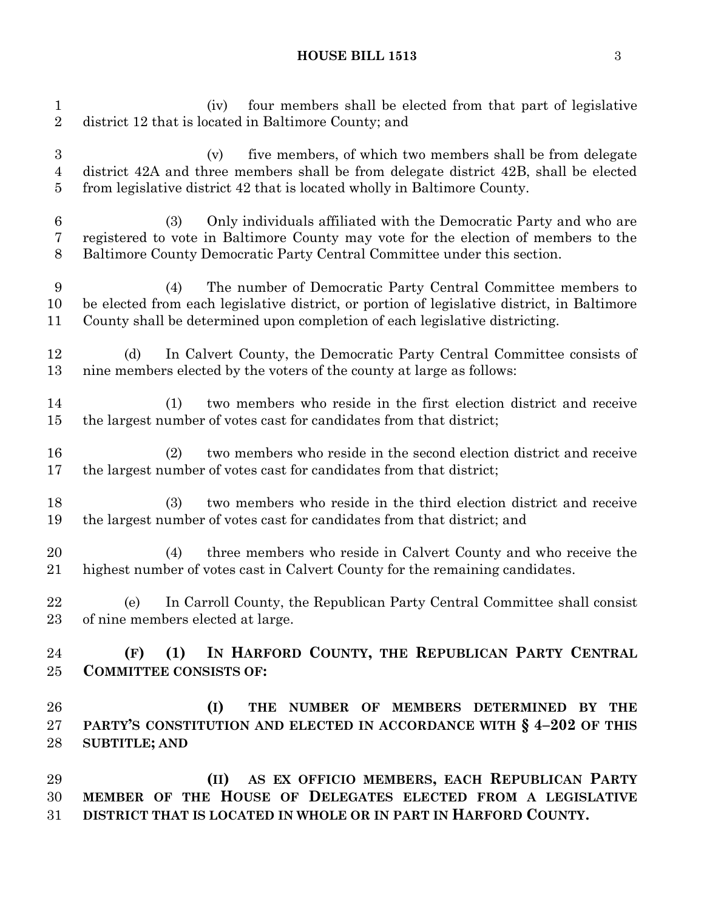(iv) four members shall be elected from that part of legislative district 12 that is located in Baltimore County; and

(v) five members, of which two members shall be from delegate district 42A and three members shall be from delegate district 42B, shall be elected from legislative district 42 that is located wholly in Baltimore County.

(3) Only individuals affiliated with the Democratic Party and who are registered to vote in Baltimore County may vote for the election of members to the Baltimore County Democratic Party Central Committee under this section.

(4) The number of Democratic Party Central Committee members to be elected from each legislative district, or portion of legislative district, in Baltimore County shall be determined upon completion of each legislative districting.

(d) In Calvert County, the Democratic Party Central Committee consists of nine members elected by the voters of the county at large as follows:

(1) two members who reside in the first election district and receive the largest number of votes cast for candidates from that district;

(2) two members who reside in the second election district and receive the largest number of votes cast for candidates from that district;

(3) two members who reside in the third election district and receive the largest number of votes cast for candidates from that district; and

(4) three members who reside in Calvert County and who receive the highest number of votes cast in Calvert County for the remaining candidates.

(e) In Carroll County, the Republican Party Central Committee shall consist of nine members elected at large.

**(F) (1) IN HARFORD COUNTY, THE REPUBLICAN PARTY CENTRAL COMMITTEE CONSISTS OF:**

**(I) THE NUMBER OF MEMBERS DETERMINED BY THE PARTY'S CONSTITUTION AND ELECTED IN ACCORDANCE WITH § 4–202 OF THIS SUBTITLE; AND**

**(II) AS EX OFFICIO MEMBERS, EACH REPUBLICAN PARTY MEMBER OF THE HOUSE OF DELEGATES ELECTED FROM A LEGISLATIVE DISTRICT THAT IS LOCATED IN WHOLE OR IN PART IN HARFORD COUNTY.**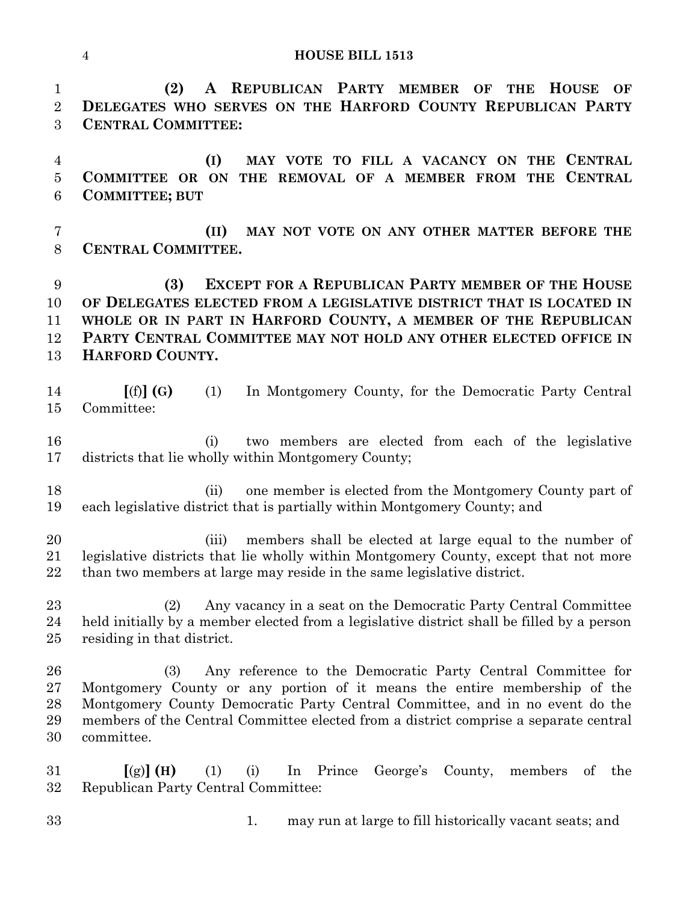**(2) A REPUBLICAN PARTY MEMBER OF THE HOUSE OF DELEGATES WHO SERVES ON THE HARFORD COUNTY REPUBLICAN PARTY CENTRAL COMMITTEE:**

**(I) MAY VOTE TO FILL A VACANCY ON THE CENTRAL COMMITTEE OR ON THE REMOVAL OF A MEMBER FROM THE CENTRAL COMMITTEE; BUT**

**(II) MAY NOT VOTE ON ANY OTHER MATTER BEFORE THE CENTRAL COMMITTEE.**

**(3) EXCEPT FOR A REPUBLICAN PARTY MEMBER OF THE HOUSE OF DELEGATES ELECTED FROM A LEGISLATIVE DISTRICT THAT IS LOCATED IN WHOLE OR IN PART IN HARFORD COUNTY, A MEMBER OF THE REPUBLICAN PARTY CENTRAL COMMITTEE MAY NOT HOLD ANY OTHER ELECTED OFFICE IN HARFORD COUNTY.**

**[**(f)**] (G)** (1) In Montgomery County, for the Democratic Party Central Committee:

(i) two members are elected from each of the legislative districts that lie wholly within Montgomery County;

(ii) one member is elected from the Montgomery County part of each legislative district that is partially within Montgomery County; and

(iii) members shall be elected at large equal to the number of legislative districts that lie wholly within Montgomery County, except that not more than two members at large may reside in the same legislative district.

(2) Any vacancy in a seat on the Democratic Party Central Committee held initially by a member elected from a legislative district shall be filled by a person residing in that district.

(3) Any reference to the Democratic Party Central Committee for Montgomery County or any portion of it means the entire membership of the Montgomery County Democratic Party Central Committee, and in no event do the members of the Central Committee elected from a district comprise a separate central committee.

**[**(g)**] (H)** (1) (i) In Prince George's County, members of the Republican Party Central Committee:

1. may run at large to fill historically vacant seats; and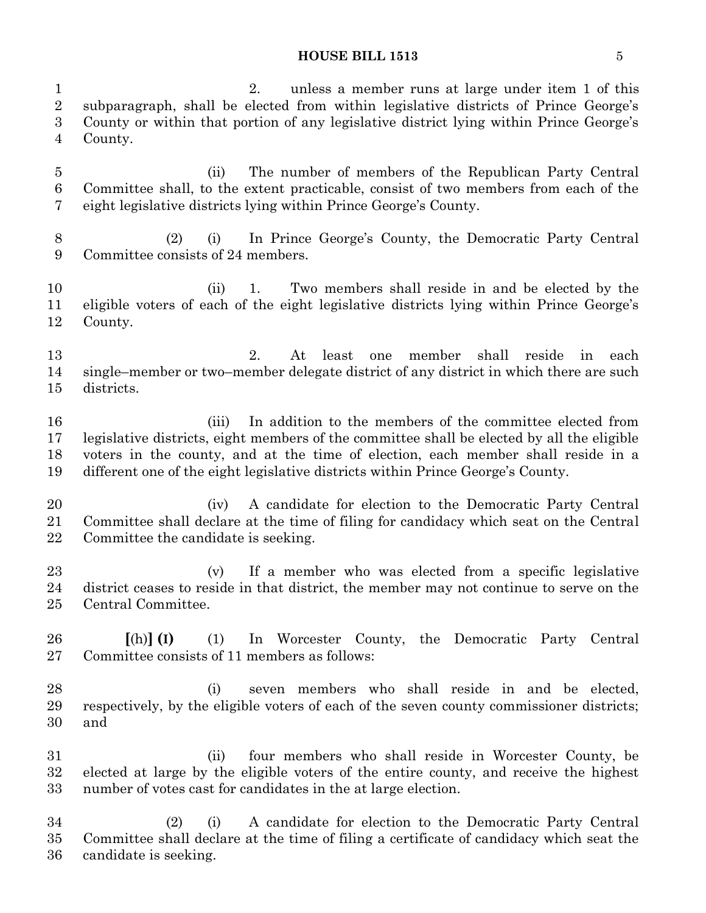2. unless a member runs at large under item 1 of this subparagraph, shall be elected from within legislative districts of Prince George's County or within that portion of any legislative district lying within Prince George's County.

(ii) The number of members of the Republican Party Central Committee shall, to the extent practicable, consist of two members from each of the eight legislative districts lying within Prince George's County.

(2) (i) In Prince George's County, the Democratic Party Central Committee consists of 24 members.

(ii) 1. Two members shall reside in and be elected by the eligible voters of each of the eight legislative districts lying within Prince George's County.

2. At least one member shall reside in each single–member or two–member delegate district of any district in which there are such districts.

(iii) In addition to the members of the committee elected from legislative districts, eight members of the committee shall be elected by all the eligible voters in the county, and at the time of election, each member shall reside in a different one of the eight legislative districts within Prince George's County.

(iv) A candidate for election to the Democratic Party Central Committee shall declare at the time of filing for candidacy which seat on the Central Committee the candidate is seeking.

(v) If a member who was elected from a specific legislative district ceases to reside in that district, the member may not continue to serve on the Central Committee.

**[**(h)**] (I)** (1) In Worcester County, the Democratic Party Central Committee consists of 11 members as follows:

(i) seven members who shall reside in and be elected, respectively, by the eligible voters of each of the seven county commissioner districts; and

(ii) four members who shall reside in Worcester County, be elected at large by the eligible voters of the entire county, and receive the highest number of votes cast for candidates in the at large election.

(2) (i) A candidate for election to the Democratic Party Central Committee shall declare at the time of filing a certificate of candidacy which seat the candidate is seeking.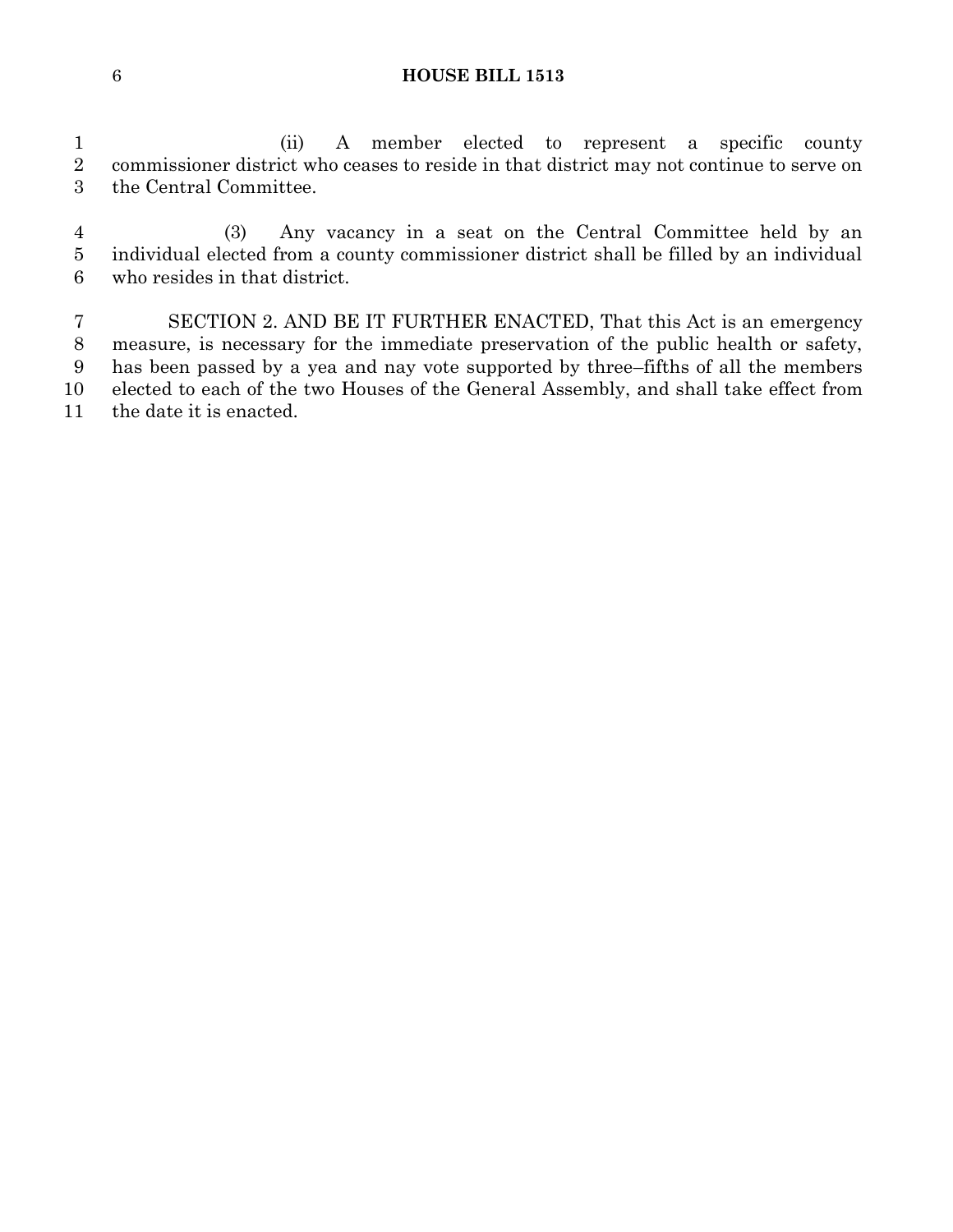(ii) A member elected to represent a specific county commissioner district who ceases to reside in that district may not continue to serve on the Central Committee.

(3) Any vacancy in a seat on the Central Committee held by an individual elected from a county commissioner district shall be filled by an individual who resides in that district.

SECTION 2. AND BE IT FURTHER ENACTED, That this Act is an emergency measure, is necessary for the immediate preservation of the public health or safety, has been passed by a yea and nay vote supported by three–fifths of all the members elected to each of the two Houses of the General Assembly, and shall take effect from the date it is enacted.